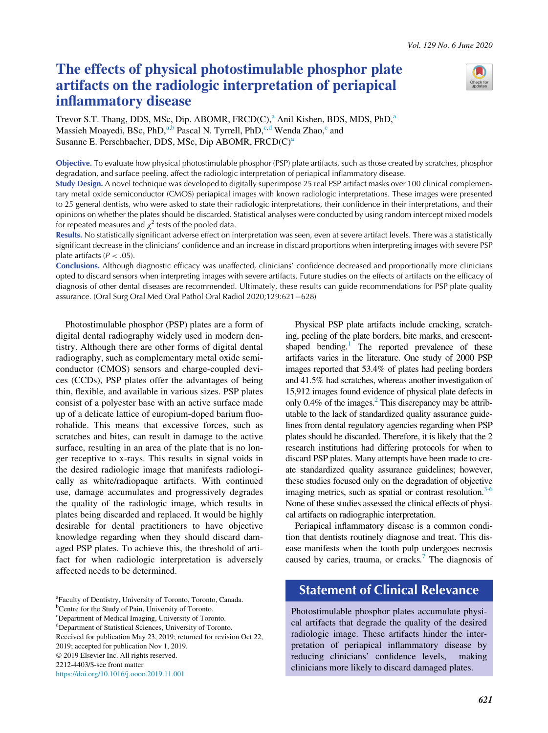# The effects of physical photostimulable phosphor plate artifacts on the radiologic interpretation of periapical inflammatory disease

Trevor S.T. Thang, DDS, MSc, Dip. ABOMR, FRCD(C),[a] Anil Kishen, BDS, MDS, PhD,[a] Massieh Moayedi, BSc, PhD,[a,b] Pascal N. Tyrrell, PhD,[c,d] Wenda Zhao,[c] and Susanne E. Perschbacher, DDS, MSc, Dip ABOMR, FRCD(C)[a]

**Objective.** To evaluate how physical photostimulable phosphor (PSP) plate artifacts, such as those created by scratches, phosphor degradation, and surface peeling, affect the radiologic interpretation of periapical inflammatory disease.

**Study Design.** A novel technique was developed to digitally superimpose 25 real PSP artifact masks over 100 clinical complementary metal oxide semiconductor (CMOS) periapical images with known radiologic interpretations. These images were presented to 25 general dentists, who were asked to state their radiologic interpretations, their confidence in their interpretations, and their opinions on whether the plates should be discarded. Statistical analyses were conducted by using random intercept mixed models for repeated measures and $\chi^2$ tests of the pooled data.

**Results.** No statistically significant adverse effect on interpretation was seen, even at severe artifact levels. There was a statistically significant decrease in the clinicians' confidence and an increase in discard proportions when interpreting images with severe PSP plate artifacts ($P < .05$).

**Conclusions.** Although diagnostic efficacy was unaffected, clinicians' confidence decreased and proportionally more clinicians opted to discard sensors when interpreting images with severe artifacts. Future studies on the effects of artifacts on the efficacy of diagnosis of other dental diseases are recommended. Ultimately, these results can guide recommendations for PSP plate quality assurance. (Oral Surg Oral Med Oral Pathol Oral Radiol 2020;129:621−628)

Photostimulable phosphor (PSP) plates are a form of digital dental radiography widely used in modern dentistry. Although there are other forms of digital dental radiography, such as complementary metal oxide semiconductor (CMOS) sensors and charge-coupled devices (CCDs), PSP plates offer the advantages of being thin, flexible, and available in various sizes. PSP plates consist of a polyester base with an active surface made up of a delicate lattice of europium-doped barium fluorohalide. This means that excessive forces, such as scratches and bites, can result in damage to the active surface, resulting in an area of the plate that is no longer receptive to x-rays. This results in signal voids in the desired radiologic image that manifests radiologically as white/radiopaque artifacts. With continued use, damage accumulates and progressively degrades the quality of the radiologic image, which results in plates being discarded and replaced. It would be highly desirable for dental practitioners to have objective knowledge regarding when they should discard damaged PSP plates. To achieve this, the threshold of artifact for when radiologic interpretation is adversely affected needs to be determined.

Physical PSP plate artifacts include cracking, scratching, peeling of the plate borders, bite marks, and crescent-shaped bending.[1] The reported prevalence of these artifacts varies in the literature. One study of 2000 PSP images reported that 53.4% of plates had peeling borders and 41.5% had scratches, whereas another investigation of 15,912 images found evidence of physical plate defects in only 0.4% of the images.[2] This discrepancy may be attributable to the lack of standardized quality assurance guidelines from dental regulatory agencies regarding when PSP plates should be discarded. Therefore, it is likely that the 2 research institutions had differing protocols for when to discard PSP plates. Many attempts have been made to create standardized quality assurance guidelines; however, these studies focused only on the degradation of objective imaging metrics, such as spatial or contrast resolution.[3-6] None of these studies assessed the clinical effects of physical artifacts on radiographic interpretation.

Periapical inflammatory disease is a common condition that dentists routinely diagnose and treat. This disease manifests when the tooth pulp undergoes necrosis caused by caries, trauma, or cracks.[7] The diagnosis of

## Statement of Clinical Relevance

Photostimulable phosphor plates accumulate physical artifacts that degrade the quality of the desired radiologic image. These artifacts hinder the interpretation of periapical inflammatory disease by reducing clinicians' confidence levels, making clinicians more likely to discard damaged plates.

[a]Faculty of Dentistry, University of Toronto, Toronto, Canada.
[b]Centre for the Study of Pain, University of Toronto.
[c]Department of Medical Imaging, University of Toronto.
[d]Department of Statistical Sciences, University of Toronto.
Received for publication May 23, 2019; returned for revision Oct 22, 2019; accepted for publication Nov 1, 2019.
© 2019 Elsevier Inc. All rights reserved.
2212-4403/$-see front matter
https://doi.org/10.1016/j.oooo.2019.11.001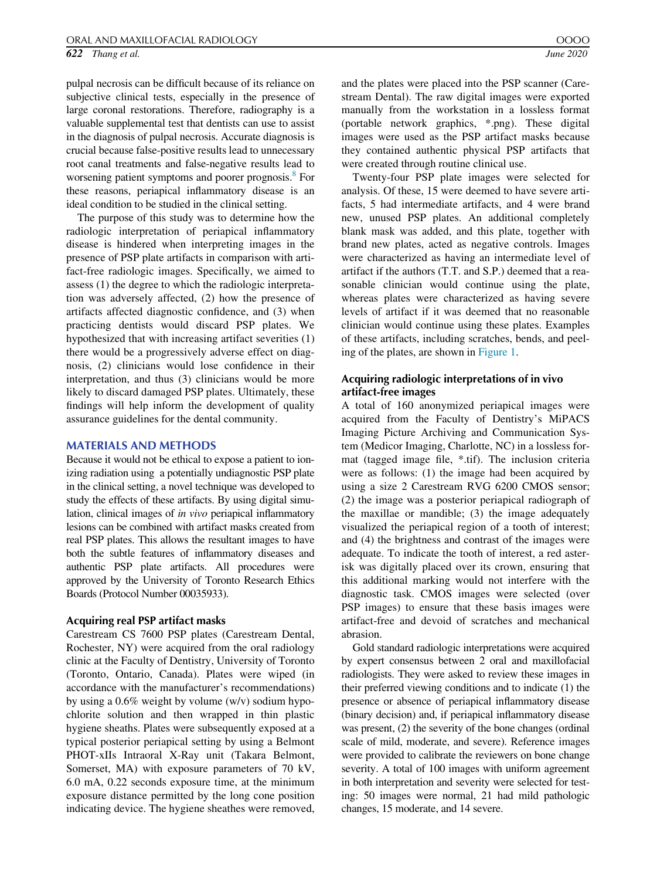pulpal necrosis can be difficult because of its reliance on subjective clinical tests, especially in the presence of large coronal restorations. Therefore, radiography is a valuable supplemental test that dentists can use to assist in the diagnosis of pulpal necrosis. Accurate diagnosis is crucial because false-positive results lead to unnecessary root canal treatments and false-negative results lead to worsening patient symptoms and poorer prognosis.[8] For these reasons, periapical inflammatory disease is an ideal condition to be studied in the clinical setting.

The purpose of this study was to determine how the radiologic interpretation of periapical inflammatory disease is hindered when interpreting images in the presence of PSP plate artifacts in comparison with artifact-free radiologic images. Specifically, we aimed to assess (1) the degree to which the radiologic interpretation was adversely affected, (2) how the presence of artifacts affected diagnostic confidence, and (3) when practicing dentists would discard PSP plates. We hypothesized that with increasing artifact severities (1) there would be a progressively adverse effect on diagnosis, (2) clinicians would lose confidence in their interpretation, and thus (3) clinicians would be more likely to discard damaged PSP plates. Ultimately, these findings will help inform the development of quality assurance guidelines for the dental community.

## MATERIALS AND METHODS

Because it would not be ethical to expose a patient to ionizing radiation using a potentially undiagnostic PSP plate in the clinical setting, a novel technique was developed to study the effects of these artifacts. By using digital simulation, clinical images of *in vivo* periapical inflammatory lesions can be combined with artifact masks created from real PSP plates. This allows the resultant images to have both the subtle features of inflammatory diseases and authentic PSP plate artifacts. All procedures were approved by the University of Toronto Research Ethics Boards (Protocol Number 00035933).

### Acquiring real PSP artifact masks

Carestream CS 7600 PSP plates (Carestream Dental, Rochester, NY) were acquired from the oral radiology clinic at the Faculty of Dentistry, University of Toronto (Toronto, Ontario, Canada). Plates were wiped (in accordance with the manufacturer's recommendations) by using a 0.6% weight by volume (w/v) sodium hypochlorite solution and then wrapped in thin plastic hygiene sheaths. Plates were subsequently exposed at a typical posterior periapical setting by using a Belmont PHOT-xIIs Intraoral X-Ray unit (Takara Belmont, Somerset, MA) with exposure parameters of 70 kV, 6.0 mA, 0.22 seconds exposure time, at the minimum exposure distance permitted by the long cone position indicating device. The hygiene sheathes were removed, and the plates were placed into the PSP scanner (Carestream Dental). The raw digital images were exported manually from the workstation in a lossless format (portable network graphics, *.png). These digital images were used as the PSP artifact masks because they contained authentic physical PSP artifacts that were created through routine clinical use.

Twenty-four PSP plate images were selected for analysis. Of these, 15 were deemed to have severe artifacts, 5 had intermediate artifacts, and 4 were brand new, unused PSP plates. An additional completely blank mask was added, and this plate, together with brand new plates, acted as negative controls. Images were characterized as having an intermediate level of artifact if the authors (T.T. and S.P.) deemed that a reasonable clinician would continue using the plate, whereas plates were characterized as having severe levels of artifact if it was deemed that no reasonable clinician would continue using these plates. Examples of these artifacts, including scratches, bends, and peeling of the plates, are shown in Figure 1.

### Acquiring radiologic interpretations of in vivo artifact-free images

A total of 160 anonymized periapical images were acquired from the Faculty of Dentistry's MiPACS Imaging Picture Archiving and Communication System (Medicor Imaging, Charlotte, NC) in a lossless format (tagged image file, *.tif). The inclusion criteria were as follows: (1) the image had been acquired by using a size 2 Carestream RVG 6200 CMOS sensor; (2) the image was a posterior periapical radiograph of the maxillae or mandible; (3) the image adequately visualized the periapical region of a tooth of interest; and (4) the brightness and contrast of the images were adequate. To indicate the tooth of interest, a red asterisk was digitally placed over its crown, ensuring that this additional marking would not interfere with the diagnostic task. CMOS images were selected (over PSP images) to ensure that these basis images were artifact-free and devoid of scratches and mechanical abrasion.

Gold standard radiologic interpretations were acquired by expert consensus between 2 oral and maxillofacial radiologists. They were asked to review these images in their preferred viewing conditions and to indicate (1) the presence or absence of periapical inflammatory disease (binary decision) and, if periapical inflammatory disease was present, (2) the severity of the bone changes (ordinal scale of mild, moderate, and severe). Reference images were provided to calibrate the reviewers on bone change severity. A total of 100 images with uniform agreement in both interpretation and severity were selected for testing: 50 images were normal, 21 had mild pathologic changes, 15 moderate, and 14 severe.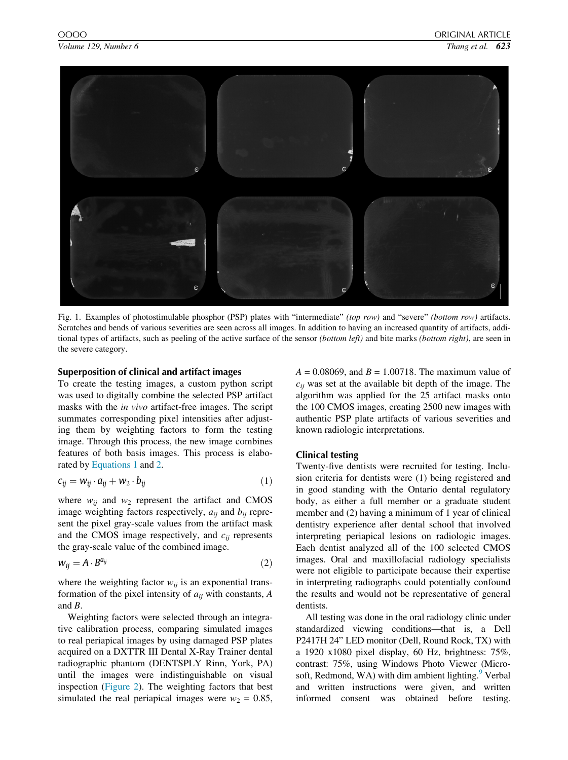Fig. 1. Examples of photostimulable phosphor (PSP) plates with "intermediate" *(top row)* and "severe" *(bottom row)* artifacts. Scratches and bends of various severities are seen across all images. In addition to having an increased quantity of artifacts, additional types of artifacts, such as peeling of the active surface of the sensor *(bottom left)* and bite marks *(bottom right)*, are seen in the severe category.

## Superposition of clinical and artifact images

To create the testing images, a custom python script was used to digitally combine the selected PSP artifact masks with the *in vivo* artifact-free images. The script summates corresponding pixel intensities after adjusting them by weighting factors to form the testing image. Through this process, the new image combines features of both basis images. This process is elaborated by Equations 1 and 2.

$$c_{ij} = w_{ij} \cdot a_{ij} + w_2 \cdot b_{ij} \quad (1)$$

where $w_{ij}$ and $w_2$ represent the artifact and CMOS image weighting factors respectively, $a_{ij}$ and $b_{ij}$ represent the pixel gray-scale values from the artifact mask and the CMOS image respectively, and $c_{ij}$ represents the gray-scale value of the combined image.

$$w_{ij} = A \cdot B^{a_{ij}} \quad (2)$$

where the weighting factor $w_{ij}$ is an exponential transformation of the pixel intensity of $a_{ij}$ with constants, $A$ and $B$.

Weighting factors were selected through an integrative calibration process, comparing simulated images to real periapical images by using damaged PSP plates acquired on a DXTTR III Dental X-Ray Trainer dental radiographic phantom (DENTSPLY Rinn, York, PA) until the images were indistinguishable on visual inspection (Figure 2). The weighting factors that best simulated the real periapical images were $w_2 = 0.85$, $A = 0.08069$, and $B = 1.00718$. The maximum value of $c_{ij}$ was set at the available bit depth of the image. The algorithm was applied for the 25 artifact masks onto the 100 CMOS images, creating 2500 new images with authentic PSP plate artifacts of various severities and known radiologic interpretations.

## Clinical testing

Twenty-five dentists were recruited for testing. Inclusion criteria for dentists were (1) being registered and in good standing with the Ontario dental regulatory body, as either a full member or a graduate student member and (2) having a minimum of 1 year of clinical dentistry experience after dental school that involved interpreting periapical lesions on radiologic images. Each dentist analyzed all of the 100 selected CMOS images. Oral and maxillofacial radiology specialists were not eligible to participate because their expertise in interpreting radiographs could potentially confound the results and would not be representative of general dentists.

All testing was done in the oral radiology clinic under standardized viewing conditions—that is, a Dell P2417H 24" LED monitor (Dell, Round Rock, TX) with a 1920 x1080 pixel display, 60 Hz, brightness: 75%, contrast: 75%, using Windows Photo Viewer (Microsoft, Redmond, WA) with dim ambient lighting.[9] Verbal and written instructions were given, and written informed consent was obtained before testing.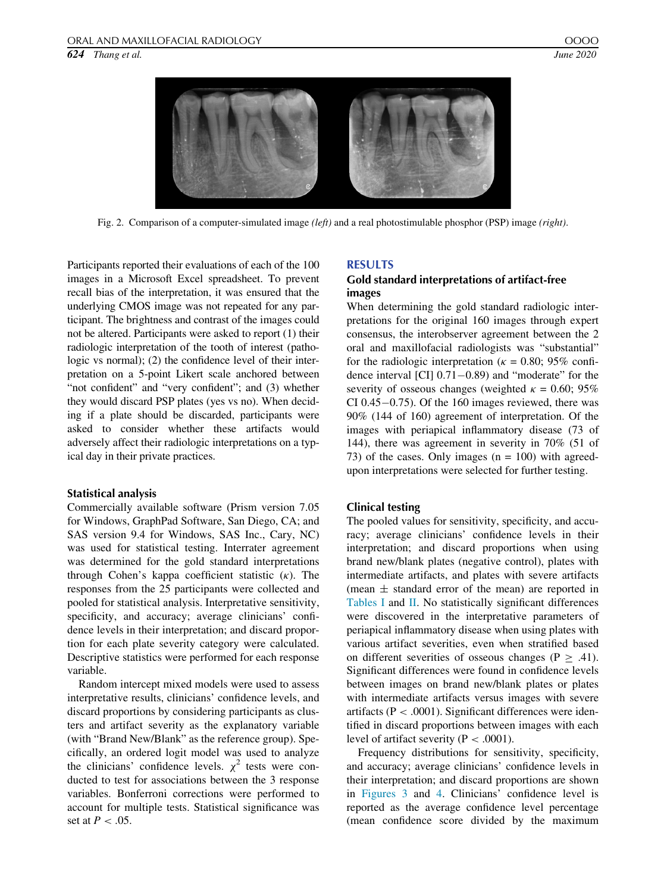Fig. 2. Comparison of a computer-simulated image *(left)* and a real photostimulable phosphor (PSP) image *(right)*.

Participants reported their evaluations of each of the 100 images in a Microsoft Excel spreadsheet. To prevent recall bias of the interpretation, it was ensured that the underlying CMOS image was not repeated for any participant. The brightness and contrast of the images could not be altered. Participants were asked to report (1) their radiologic interpretation of the tooth of interest (pathologic vs normal); (2) the confidence level of their interpretation on a 5-point Likert scale anchored between "not confident" and "very confident"; and (3) whether they would discard PSP plates (yes vs no). When deciding if a plate should be discarded, participants were asked to consider whether these artifacts would adversely affect their radiologic interpretations on a typical day in their private practices.

### Statistical analysis

Commercially available software (Prism version 7.05 for Windows, GraphPad Software, San Diego, CA; and SAS version 9.4 for Windows, SAS Inc., Cary, NC) was used for statistical testing. Interrater agreement was determined for the gold standard interpretations through Cohen's kappa coefficient statistic ($\kappa$). The responses from the 25 participants were collected and pooled for statistical analysis. Interpretative sensitivity, specificity, and accuracy; average clinicians' confidence levels in their interpretation; and discard proportion for each plate severity category were calculated. Descriptive statistics were performed for each response variable.

Random intercept mixed models were used to assess interpretative results, clinicians' confidence levels, and discard proportions by considering participants as clusters and artifact severity as the explanatory variable (with "Brand New/Blank" as the reference group). Specifically, an ordered logit model was used to analyze the clinicians' confidence levels. $\chi^2$ tests were conducted to test for associations between the 3 response variables. Bonferroni corrections were performed to account for multiple tests. Statistical significance was set at $P < .05$.

## RESULTS

### Gold standard interpretations of artifact-free images

When determining the gold standard radiologic interpretations for the original 160 images through expert consensus, the interobserver agreement between the 2 oral and maxillofacial radiologists was "substantial" for the radiologic interpretation ($\kappa$ = 0.80; 95% confidence interval [CI] 0.71−0.89) and "moderate" for the severity of osseous changes (weighted $\kappa$ = 0.60; 95% CI 0.45−0.75). Of the 160 images reviewed, there was 90% (144 of 160) agreement of interpretation. Of the images with periapical inflammatory disease (73 of 144), there was agreement in severity in 70% (51 of 73) of the cases. Only images (n = 100) with agreed-upon interpretations were selected for further testing.

### Clinical testing

The pooled values for sensitivity, specificity, and accuracy; average clinicians' confidence levels in their interpretation; and discard proportions when using brand new/blank plates (negative control), plates with intermediate artifacts, and plates with severe artifacts (mean ± standard error of the mean) are reported in Tables I and II. No statistically significant differences were discovered in the interpretative parameters of periapical inflammatory disease when using plates with various artifact severities, even when stratified based on different severities of osseous changes ($P \geq .41$). Significant differences were found in confidence levels between images on brand new/blank plates or plates with intermediate artifacts versus images with severe artifacts ($P < .0001$). Significant differences were identified in discard proportions between images with each level of artifact severity ($P < .0001$).

Frequency distributions for sensitivity, specificity, and accuracy; average clinicians' confidence levels in their interpretation; and discard proportions are shown in Figures 3 and 4. Clinicians' confidence level is reported as the average confidence level percentage (mean confidence score divided by the maximum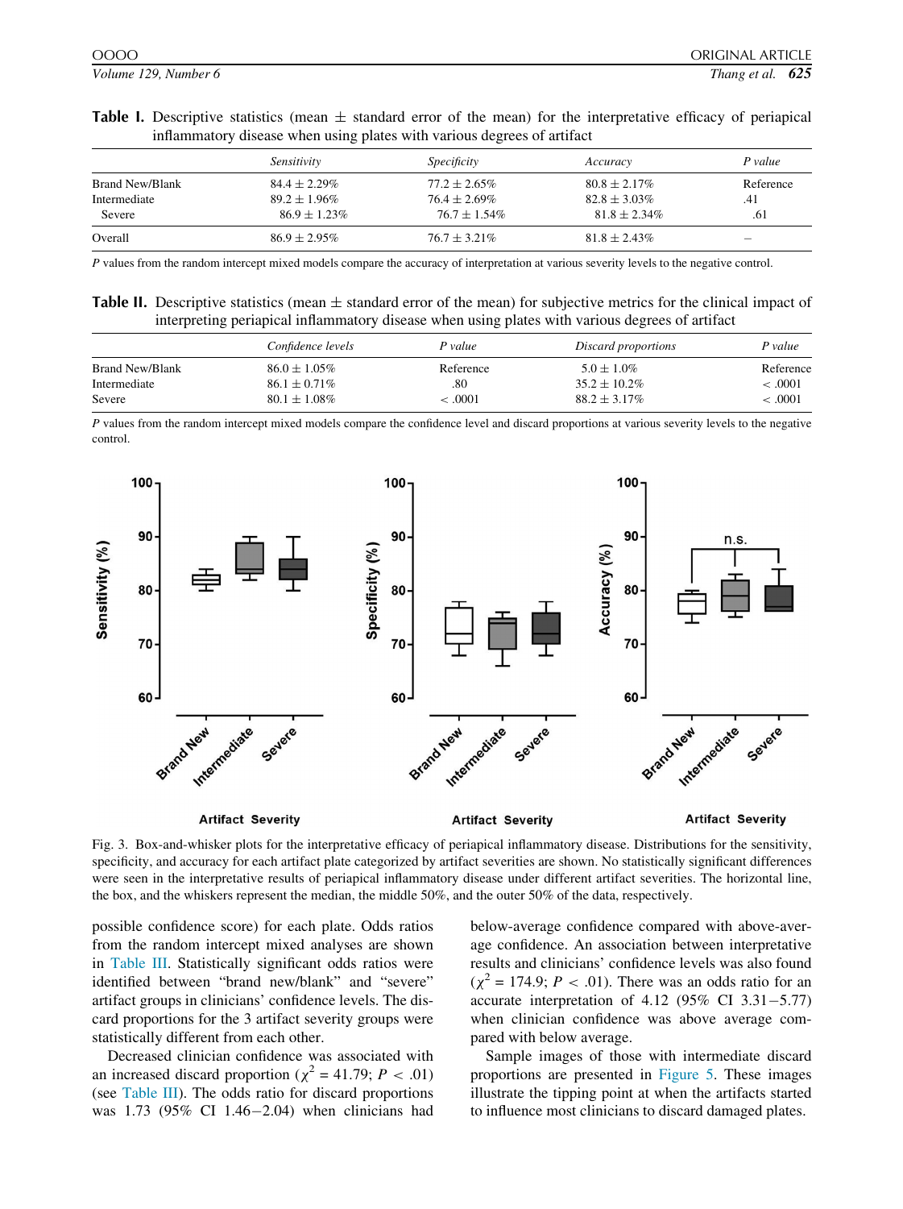**Table I.** Descriptive statistics (mean ± standard error of the mean) for the interpretative efficacy of periapical inflammatory disease when using plates with various degrees of artifact

| | *Sensitivity* | *Specificity* | *Accuracy* | *P value* |
|---|---|---|---|---|
| Brand New/Blank | 84.4 ± 2.29% | 77.2 ± 2.65% | 80.8 ± 2.17% | Reference |
| Intermediate | 89.2 ± 1.96% | 76.4 ± 2.69% | 82.8 ± 3.03% | .41 |
| Severe | 86.9 ± 1.23% | 76.7 ± 1.54% | 81.8 ± 2.34% | .61 |
| Overall | 86.9 ± 2.95% | 76.7 ± 3.21% | 81.8 ± 2.43% | – |

*P* values from the random intercept mixed models compare the accuracy of interpretation at various severity levels to the negative control.

**Table II.** Descriptive statistics (mean ± standard error of the mean) for subjective metrics for the clinical impact of interpreting periapical inflammatory disease when using plates with various degrees of artifact

| | *Confidence levels* | *P value* | *Discard proportions* | *P value* |
|---|---|---|---|---|
| Brand New/Blank | 86.0 ± 1.05% | Reference | 5.0 ± 1.0% | Reference |
| Intermediate | 86.1 ± 0.71% | .80 | 35.2 ± 10.2% | < .0001 |
| Severe | 80.1 ± 1.08% | < .0001 | 88.2 ± 3.17% | < .0001 |

*P* values from the random intercept mixed models compare the confidence level and discard proportions at various severity levels to the negative control.

Fig. 3. Box-and-whisker plots for the interpretative efficacy of periapical inflammatory disease. Distributions for the sensitivity, specificity, and accuracy for each artifact plate categorized by artifact severities are shown. No statistically significant differences were seen in the interpretative results of periapical inflammatory disease under different artifact severities. The horizontal line, the box, and the whiskers represent the median, the middle 50%, and the outer 50% of the data, respectively.

possible confidence score) for each plate. Odds ratios from the random intercept mixed analyses are shown in Table III. Statistically significant odds ratios were identified between "brand new/blank" and "severe" artifact groups in clinicians' confidence levels. The discard proportions for the 3 artifact severity groups were statistically different from each other.

Decreased clinician confidence was associated with an increased discard proportion ($\chi^2$ = 41.79; $P$ < .01) (see Table III). The odds ratio for discard proportions was 1.73 (95% CI 1.46−2.04) when clinicians had below-average confidence compared with above-average confidence. An association between interpretative results and clinicians' confidence levels was also found ($\chi^2$ = 174.9; $P$ < .01). There was an odds ratio for an accurate interpretation of 4.12 (95% CI 3.31−5.77) when clinician confidence was above average compared with below average.

Sample images of those with intermediate discard proportions are presented in Figure 5. These images illustrate the tipping point at when the artifacts started to influence most clinicians to discard damaged plates.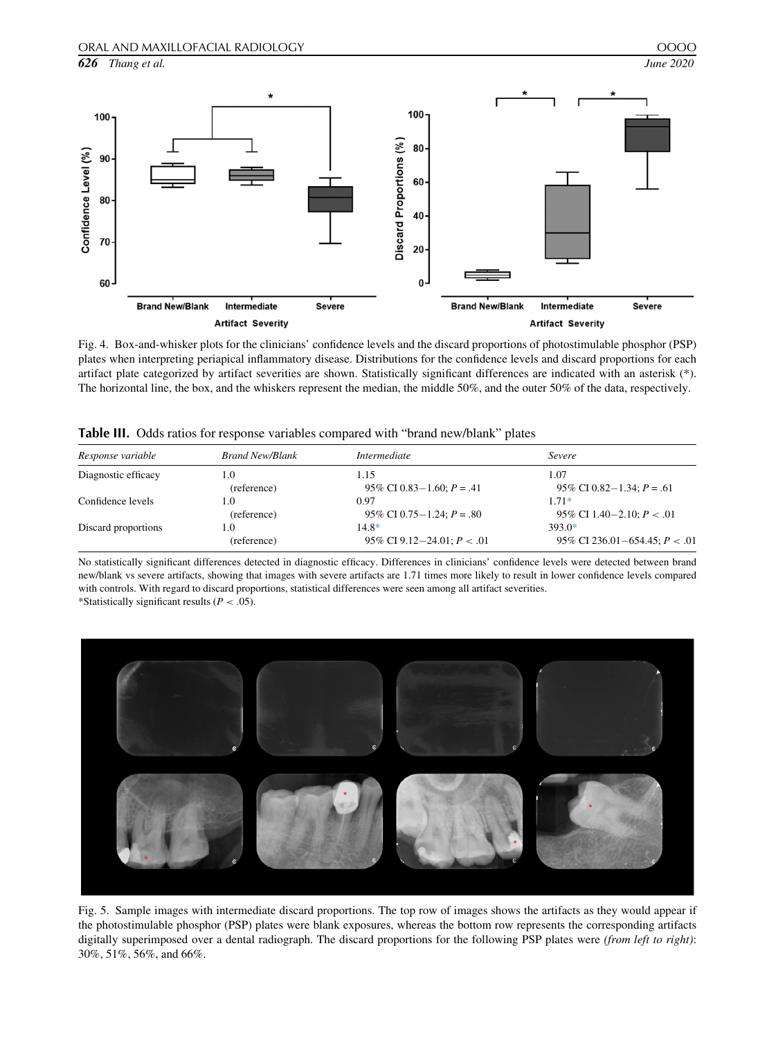Fig. 4. Box-and-whisker plots for the clinicians' confidence levels and the discard proportions of photostimulable phosphor (PSP) plates when interpreting periapical inflammatory disease. Distributions for the confidence levels and discard proportions for each artifact plate categorized by artifact severities are shown. Statistically significant differences are indicated with an asterisk (*). The horizontal line, the box, and the whiskers represent the median, the middle 50%, and the outer 50% of the data, respectively.

**Table III.** Odds ratios for response variables compared with "brand new/blank" plates

| *Response variable* | *Brand New/Blank* | *Intermediate* | *Severe* |
|---|---|---|---|
| Diagnostic efficacy | 1.0 (reference) | 1.15 95% CI 0.83−1.60; $P = .41$ | 1.07 95% CI 0.82−1.34; $P = .61$ |
| Confidence levels | 1.0 (reference) | 0.97 95% CI 0.75−1.24; $P = .80$ | 1.71* 95% CI 1.40−2.10; $P < .01$ |
| Discard proportions | 1.0 (reference) | 14.8* 95% CI 9.12−24.01; $P < .01$ | 393.0* 95% CI 236.01−654.45; $P < .01$ |

No statistically significant differences detected in diagnostic efficacy. Differences in clinicians' confidence levels were detected between brand new/blank vs severe artifacts, showing that images with severe artifacts are 1.71 times more likely to result in lower confidence levels compared with controls. With regard to discard proportions, statistical differences were seen among all artifact severities.
*Statistically significant results ($P < .05$).

Fig. 5. Sample images with intermediate discard proportions. The top row of images shows the artifacts as they would appear if the photostimulable phosphor (PSP) plates were blank exposures, whereas the bottom row represents the corresponding artifacts digitally superimposed over a dental radiograph. The discard proportions for the following PSP plates were *(from left to right)*: 30%, 51%, 56%, and 66%.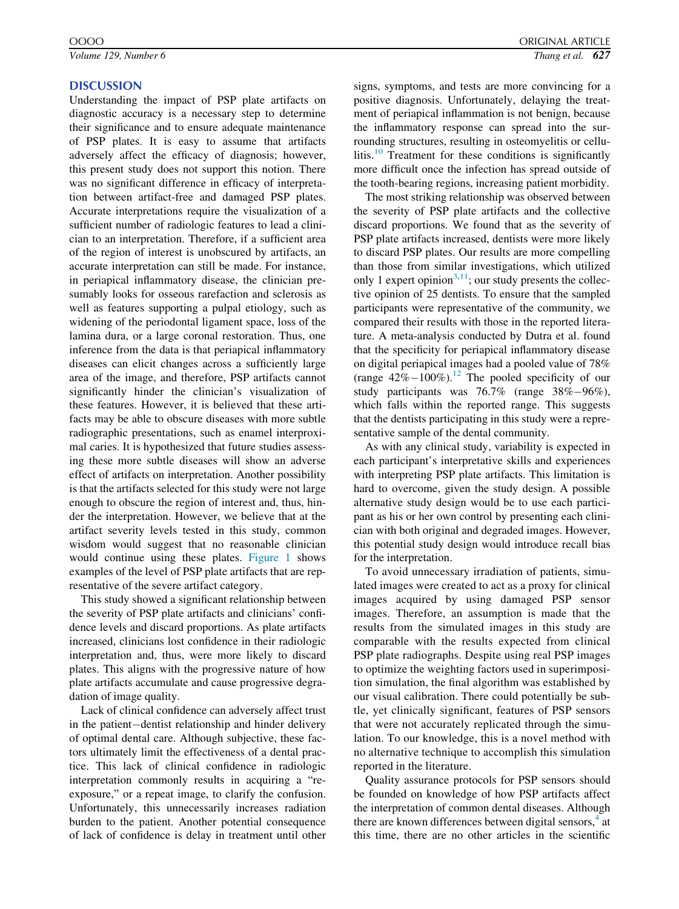## DISCUSSION

Understanding the impact of PSP plate artifacts on diagnostic accuracy is a necessary step to determine their significance and to ensure adequate maintenance of PSP plates. It is easy to assume that artifacts adversely affect the efficacy of diagnosis; however, this present study does not support this notion. There was no significant difference in efficacy of interpretation between artifact-free and damaged PSP plates. Accurate interpretations require the visualization of a sufficient number of radiologic features to lead a clinician to an interpretation. Therefore, if a sufficient area of the region of interest is unobscured by artifacts, an accurate interpretation can still be made. For instance, in periapical inflammatory disease, the clinician presumably looks for osseous rarefaction and sclerosis as well as features supporting a pulpal etiology, such as widening of the periodontal ligament space, loss of the lamina dura, or a large coronal restoration. Thus, one inference from the data is that periapical inflammatory diseases can elicit changes across a sufficiently large area of the image, and therefore, PSP artifacts cannot significantly hinder the clinician's visualization of these features. However, it is believed that these artifacts may be able to obscure diseases with more subtle radiographic presentations, such as enamel interproximal caries. It is hypothesized that future studies assessing these more subtle diseases will show an adverse effect of artifacts on interpretation. Another possibility is that the artifacts selected for this study were not large enough to obscure the region of interest and, thus, hinder the interpretation. However, we believe that at the artifact severity levels tested in this study, common wisdom would suggest that no reasonable clinician would continue using these plates. Figure 1 shows examples of the level of PSP plate artifacts that are representative of the severe artifact category.

This study showed a significant relationship between the severity of PSP plate artifacts and clinicians' confidence levels and discard proportions. As plate artifacts increased, clinicians lost confidence in their radiologic interpretation and, thus, were more likely to discard plates. This aligns with the progressive nature of how plate artifacts accumulate and cause progressive degradation of image quality.

Lack of clinical confidence can adversely affect trust in the patient−dentist relationship and hinder delivery of optimal dental care. Although subjective, these factors ultimately limit the effectiveness of a dental practice. This lack of clinical confidence in radiologic interpretation commonly results in acquiring a "re-exposure," or a repeat image, to clarify the confusion. Unfortunately, this unnecessarily increases radiation burden to the patient. Another potential consequence of lack of confidence is delay in treatment until other signs, symptoms, and tests are more convincing for a positive diagnosis. Unfortunately, delaying the treatment of periapical inflammation is not benign, because the inflammatory response can spread into the surrounding structures, resulting in osteomyelitis or cellulitis.[10] Treatment for these conditions is significantly more difficult once the infection has spread outside of the tooth-bearing regions, increasing patient morbidity.

The most striking relationship was observed between the severity of PSP plate artifacts and the collective discard proportions. We found that as the severity of PSP plate artifacts increased, dentists were more likely to discard PSP plates. Our results are more compelling than those from similar investigations, which utilized only 1 expert opinion[3,11]; our study presents the collective opinion of 25 dentists. To ensure that the sampled participants were representative of the community, we compared their results with those in the reported literature. A meta-analysis conducted by Dutra et al. found that the specificity for periapical inflammatory disease on digital periapical images had a pooled value of 78% (range 42%−100%).[12] The pooled specificity of our study participants was 76.7% (range 38%−96%), which falls within the reported range. This suggests that the dentists participating in this study were a representative sample of the dental community.

As with any clinical study, variability is expected in each participant's interpretative skills and experiences with interpreting PSP plate artifacts. This limitation is hard to overcome, given the study design. A possible alternative study design would be to use each participant as his or her own control by presenting each clinician with both original and degraded images. However, this potential study design would introduce recall bias for the interpretation.

To avoid unnecessary irradiation of patients, simulated images were created to act as a proxy for clinical images acquired by using damaged PSP sensor images. Therefore, an assumption is made that the results from the simulated images in this study are comparable with the results expected from clinical PSP plate radiographs. Despite using real PSP images to optimize the weighting factors used in superimposition simulation, the final algorithm was established by our visual calibration. There could potentially be subtle, yet clinically significant, features of PSP sensors that were not accurately replicated through the simulation. To our knowledge, this is a novel method with no alternative technique to accomplish this simulation reported in the literature.

Quality assurance protocols for PSP sensors should be founded on knowledge of how PSP artifacts affect the interpretation of common dental diseases. Although there are known differences between digital sensors,[4] at this time, there are no other articles in the scientific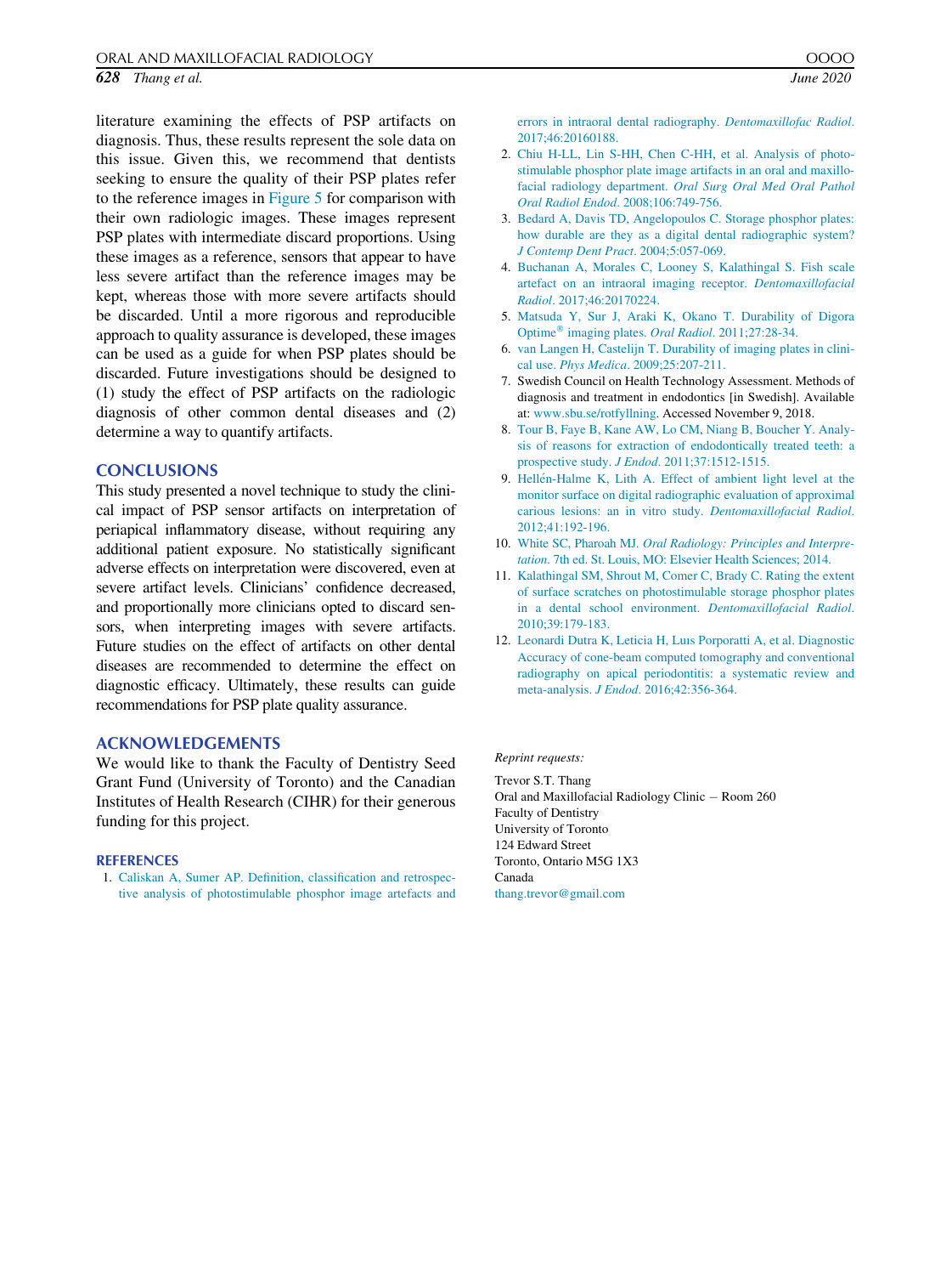literature examining the effects of PSP artifacts on diagnosis. Thus, these results represent the sole data on this issue. Given this, we recommend that dentists seeking to ensure the quality of their PSP plates refer to the reference images in Figure 5 for comparison with their own radiologic images. These images represent PSP plates with intermediate discard proportions. Using these images as a reference, sensors that appear to have less severe artifact than the reference images may be kept, whereas those with more severe artifacts should be discarded. Until a more rigorous and reproducible approach to quality assurance is developed, these images can be used as a guide for when PSP plates should be discarded. Future investigations should be designed to (1) study the effect of PSP artifacts on the radiologic diagnosis of other common dental diseases and (2) determine a way to quantify artifacts.

## CONCLUSIONS

This study presented a novel technique to study the clinical impact of PSP sensor artifacts on interpretation of periapical inflammatory disease, without requiring any additional patient exposure. No statistically significant adverse effects on interpretation were discovered, even at severe artifact levels. Clinicians' confidence decreased, and proportionally more clinicians opted to discard sensors, when interpreting images with severe artifacts. Future studies on the effect of artifacts on other dental diseases are recommended to determine the effect on diagnostic efficacy. Ultimately, these results can guide recommendations for PSP plate quality assurance.

## ACKNOWLEDGEMENTS

We would like to thank the Faculty of Dentistry Seed Grant Fund (University of Toronto) and the Canadian Institutes of Health Research (CIHR) for their generous funding for this project.

## REFERENCES

1. Caliskan A, Sumer AP. Definition, classification and retrospective analysis of photostimulable phosphor image artefacts and errors in intraoral dental radiography. *Dentomaxillofac Radiol*. 2017;46:20160188.
2. Chiu H-LL, Lin S-HH, Chen C-HH, et al. Analysis of photostimulable phosphor plate image artifacts in an oral and maxillofacial radiology department. *Oral Surg Oral Med Oral Pathol Oral Radiol Endod*. 2008;106:749-756.
3. Bedard A, Davis TD, Angelopoulos C. Storage phosphor plates: how durable are they as a digital dental radiographic system? *J Contemp Dent Pract*. 2004;5:057-069.
4. Buchanan A, Morales C, Looney S, Kalathingal S. Fish scale artefact on an intraoral imaging receptor. *Dentomaxillofacial Radiol*. 2017;46:20170224.
5. Matsuda Y, Sur J, Araki K, Okano T. Durability of Digora Optime® imaging plates. *Oral Radiol*. 2011;27:28-34.
6. van Langen H, Castelijn T. Durability of imaging plates in clinical use. *Phys Medica*. 2009;25:207-211.
7. Swedish Council on Health Technology Assessment. Methods of diagnosis and treatment in endodontics [in Swedish]. Available at: www.sbu.se/rotfyllning. Accessed November 9, 2018.
8. Tour B, Faye B, Kane AW, Lo CM, Niang B, Boucher Y. Analysis of reasons for extraction of endodontically treated teeth: a prospective study. *J Endod*. 2011;37:1512-1515.
9. Hellén-Halme K, Lith A. Effect of ambient light level at the monitor surface on digital radiographic evaluation of approximal carious lesions: an in vitro study. *Dentomaxillofacial Radiol*. 2012;41:192-196.
10. White SC, Pharoah MJ. *Oral Radiology: Principles and Interpretation*. 7th ed. St. Louis, MO: Elsevier Health Sciences; 2014.
11. Kalathingal SM, Shrout M, Comer C, Brady C. Rating the extent of surface scratches on photostimulable storage phosphor plates in a dental school environment. *Dentomaxillofacial Radiol*. 2010;39:179-183.
12. Leonardi Dutra K, Leticia H, Luıs Porporatti A, et al. Diagnostic Accuracy of cone-beam computed tomography and conventional radiography on apical periodontitis: a systematic review and meta-analysis. *J Endod*. 2016;42:356-364.

*Reprint requests:*

Trevor S.T. Thang
Oral and Maxillofacial Radiology Clinic – Room 260
Faculty of Dentistry
University of Toronto
124 Edward Street
Toronto, Ontario M5G 1X3
Canada
thang.trevor@gmail.com